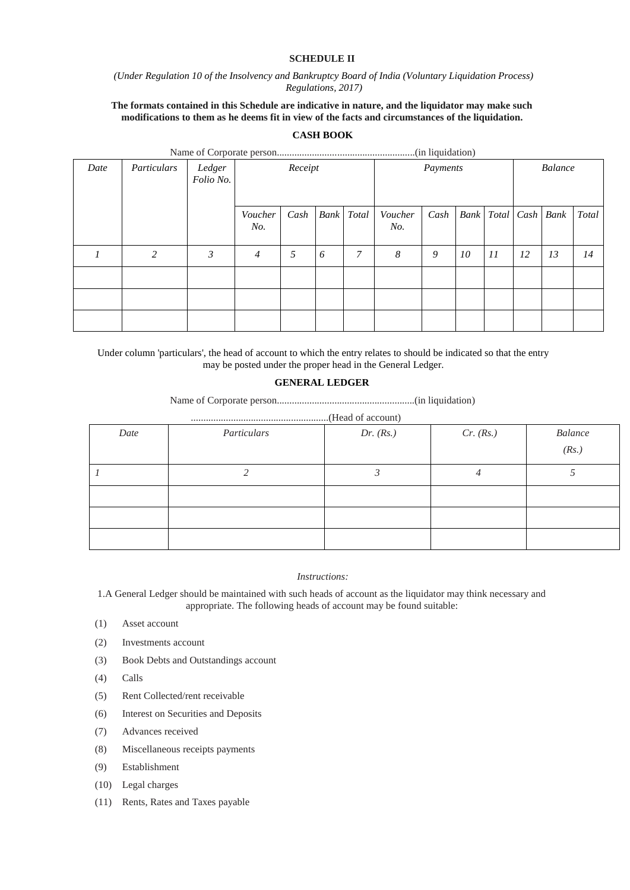**SCHEDULE II**

*(Under Regulation 10 of the Insolvency and Bankruptcy Board of India (Voluntary Liquidation Process) Regulations, 2017)*

**The formats contained in this Schedule are indicative in nature, and the liquidator may make such modifications to them as he deems fit in view of the facts and circumstances of the liquidation.**

**CASH BOOK**

Name of Corporate person.......................................................(in liquidation)

| *Date* | *Particulars* | *Ledger Folio No.* | *Receipt* | | | | *Payments* | | | | *Balance* | | |
|---|---|---|---|---|---|---|---|---|---|---|---|---|---|
| | | | *Voucher No.* | *Cash* | *Bank* | *Total* | *Voucher No.* | *Cash* | *Bank* | *Total* | *Cash* | *Bank* | *Total* |
| *1* | *2* | *3* | *4* | *5* | *6* | *7* | *8* | *9* | *10* | *11* | *12* | *13* | *14* |
| | | | | | | | | | | | | | |
| | | | | | | | | | | | | | |
| | | | | | | | | | | | | | |

Under column 'particulars', the head of account to which the entry relates to should be indicated so that the entry may be posted under the proper head in the General Ledger.

**GENERAL LEDGER**

Name of Corporate person.......................................................(in liquidation)

.......................................................(Head of account)

| *Date* | *Particulars* | *Dr. (Rs.)* | *Cr. (Rs.)* | *Balance (Rs.)* |
|---|---|---|---|---|
| *1* | *2* | *3* | *4* | *5* |
| | | | | |
| | | | | |
| | | | | |

*Instructions:*

1.A General Ledger should be maintained with such heads of account as the liquidator may think necessary and appropriate. The following heads of account may be found suitable:

(1) Asset account

(2) Investments account

(3) Book Debts and Outstandings account

(4) Calls

(5) Rent Collected/rent receivable

(6) Interest on Securities and Deposits

(7) Advances received

(8) Miscellaneous receipts payments

(9) Establishment

(10) Legal charges

(11) Rents, Rates and Taxes payable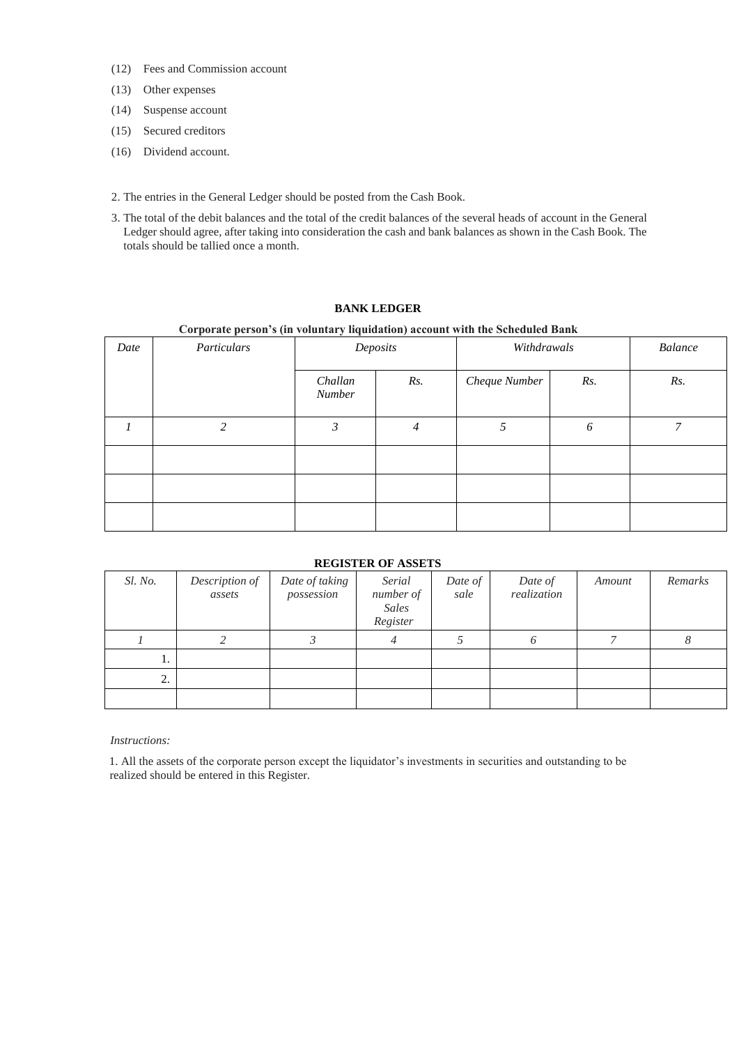(12) Fees and Commission account

(13) Other expenses

(14) Suspense account

(15) Secured creditors

(16) Dividend account.

2. The entries in the General Ledger should be posted from the Cash Book.

3. The total of the debit balances and the total of the credit balances of the several heads of account in the General Ledger should agree, after taking into consideration the cash and bank balances as shown in the Cash Book. The totals should be tallied once a month.

**BANK LEDGER**

**Corporate person's (in voluntary liquidation) account with the Scheduled Bank**

| *Date* | *Particulars* | *Deposits* | | *Withdrawals* | | *Balance* |
|---|---|---|---|---|---|---|
| | | *Challan Number* | *Rs.* | *Cheque Number* | *Rs.* | *Rs.* |
| *1* | *2* | *3* | *4* | *5* | *6* | *7* |
| | | | | | | |
| | | | | | | |
| | | | | | | |

**REGISTER OF ASSETS**

| *Sl. No.* | *Description of assets* | *Date of taking possession* | *Serial number of Sales Register* | *Date of sale* | *Date of realization* | *Amount* | *Remarks* |
|---|---|---|---|---|---|---|---|
| *1* | *2* | *3* | *4* | *5* | *6* | *7* | *8* |
| 1. | | | | | | | |
| 2. | | | | | | | |
| | | | | | | | |

*Instructions:*

1. All the assets of the corporate person except the liquidator's investments in securities and outstanding to be realized should be entered in this Register.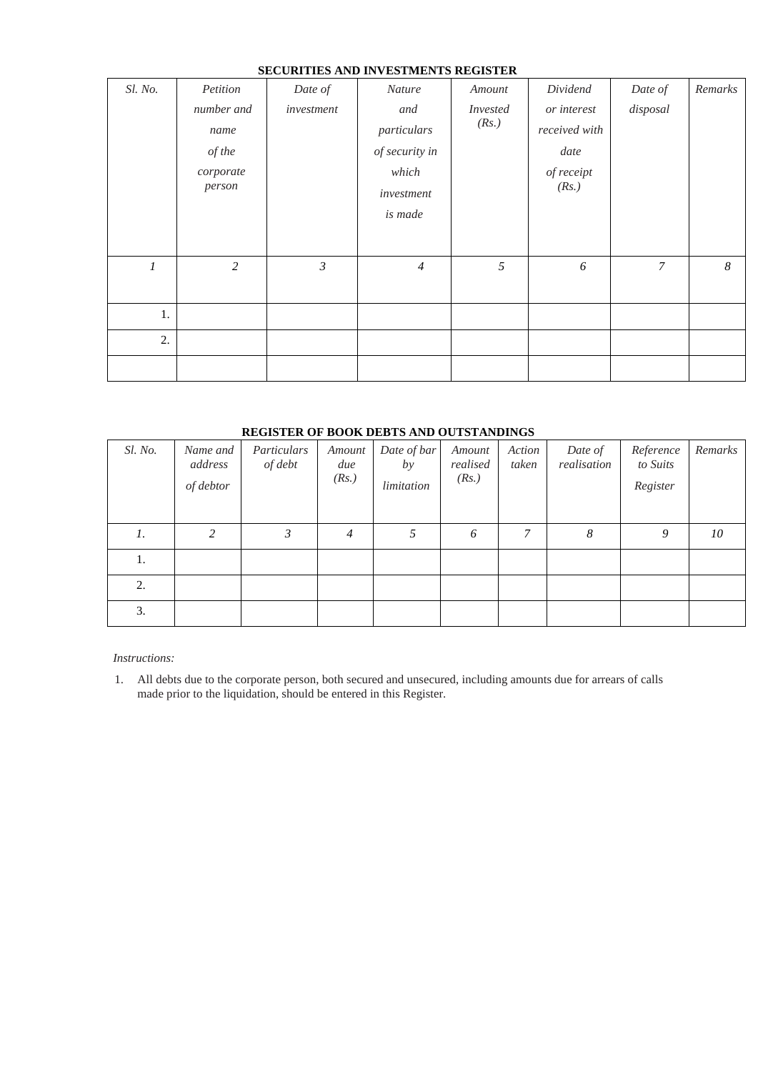**SECURITIES AND INVESTMENTS REGISTER**

| *Sl. No.* | *Petition number and name of the corporate person* | *Date of investment* | *Nature and particulars of security in which investment is made* | *Amount Invested (Rs.)* | *Dividend or interest received with date of receipt (Rs.)* | *Date of disposal* | *Remarks* |
|---|---|---|---|---|---|---|---|
| *1* | *2* | *3* | *4* | *5* | *6* | *7* | *8* |
| 1. | | | | | | | |
| 2. | | | | | | | |
| | | | | | | | |

**REGISTER OF BOOK DEBTS AND OUTSTANDINGS**

| *Sl. No.* | *Name and address of debtor* | *Particulars of debt* | *Amount due (Rs.)* | *Date of bar by limitation* | *Amount realised (Rs.)* | *Action taken* | *Date of realisation* | *Reference to Suits Register* | *Remarks* |
|---|---|---|---|---|---|---|---|---|---|
| *1.* | *2* | *3* | *4* | *5* | *6* | *7* | *8* | *9* | *10* |
| 1. | | | | | | | | | |
| 2. | | | | | | | | | |
| 3. | | | | | | | | | |

*Instructions:*

1. All debts due to the corporate person, both secured and unsecured, including amounts due for arrears of calls made prior to the liquidation, should be entered in this Register.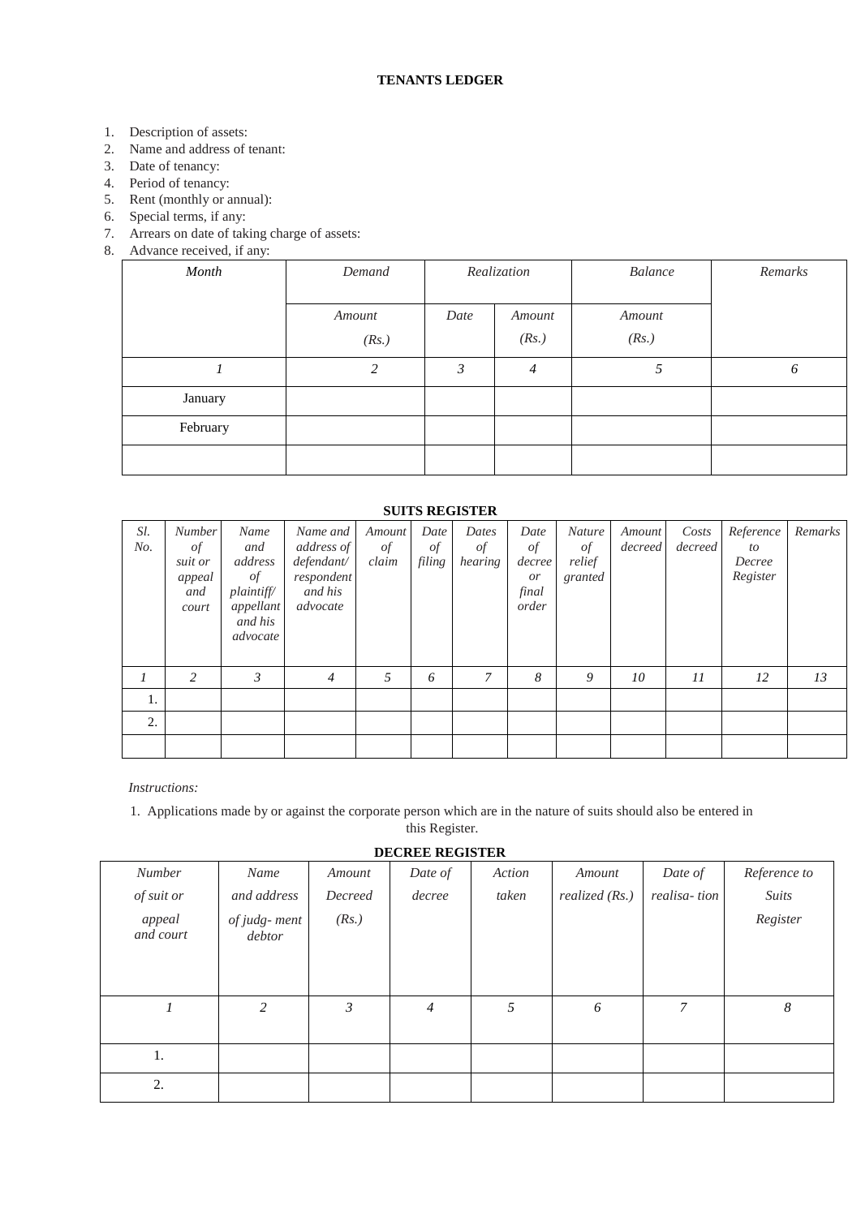**TENANTS LEDGER**

1. Description of assets:
2. Name and address of tenant:
3. Date of tenancy:
4. Period of tenancy:
5. Rent (monthly or annual):
6. Special terms, if any:
7. Arrears on date of taking charge of assets:
8. Advance received, if any:

| *Month* | *Demand* | *Realization* | | *Balance* | *Remarks* |
|---|---|---|---|---|---|
| | *Amount (Rs.)* | *Date* | *Amount (Rs.)* | *Amount (Rs.)* | |
| *1* | *2* | *3* | *4* | *5* | *6* |
| January | | | | | |
| February | | | | | |
| | | | | | |

**SUITS REGISTER**

| *Sl. No.* | *Number of suit or appeal and court* | *Name and address of plaintiff/ appellant and his advocate* | *Name and address of defendant/ respondent and his advocate* | *Amount of claim* | *Date of filing* | *Dates of hearing* | *Date of decree or final order* | *Nature of relief granted* | *Amount decreed* | *Costs decreed* | *Reference to Decree Register* | *Remarks* |
|---|---|---|---|---|---|---|---|---|---|---|---|---|
| *1* | *2* | *3* | *4* | *5* | *6* | *7* | *8* | *9* | *10* | *11* | *12* | *13* |
| 1. | | | | | | | | | | | | |
| 2. | | | | | | | | | | | | |
| | | | | | | | | | | | | |

*Instructions:*

1. Applications made by or against the corporate person which are in the nature of suits should also be entered in this Register.

**DECREE REGISTER**

| *Number of suit or appeal and court* | *Name and address of judg- ment debtor* | *Amount Decreed (Rs.)* | *Date of decree* | *Action taken* | *Amount realized (Rs.)* | *Date of realisa- tion* | *Reference to Suits Register* |
|---|---|---|---|---|---|---|---|
| *1* | *2* | *3* | *4* | *5* | *6* | *7* | *8* |
| 1. | | | | | | | |
| 2. | | | | | | | |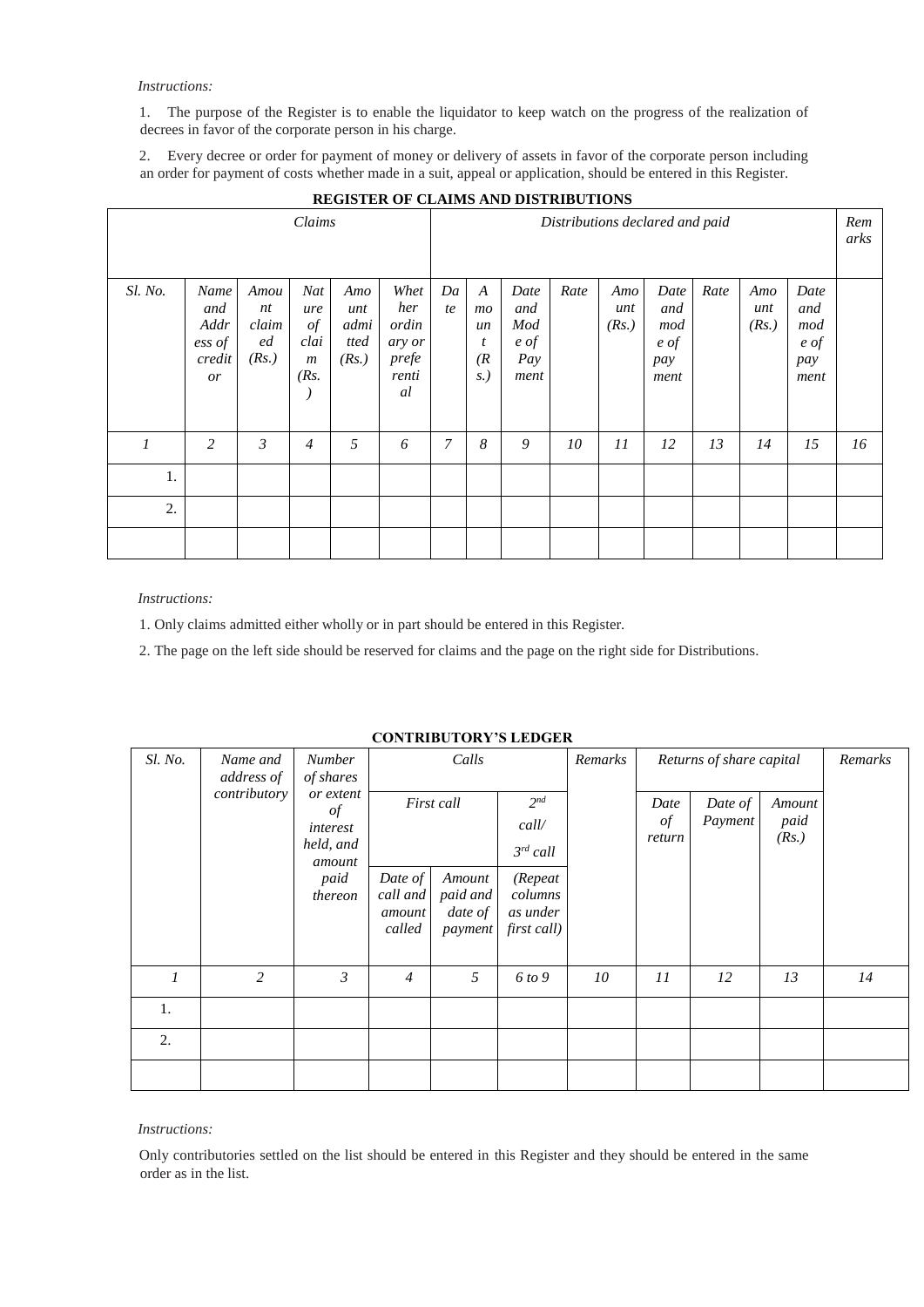*Instructions:*

1. The purpose of the Register is to enable the liquidator to keep watch on the progress of the realization of decrees in favor of the corporate person in his charge.

2. Every decree or order for payment of money or delivery of assets in favor of the corporate person including an order for payment of costs whether made in a suit, appeal or application, should be entered in this Register.

**REGISTER OF CLAIMS AND DISTRIBUTIONS**

| *Claims* | | | | | | *Distributions declared and paid* | | | | | | | | | *Remarks* |
|---|---|---|---|---|---|---|---|---|---|---|---|---|---|---|---|
| *Sl. No.* | *Name and Address of creditor* | *Amount claimed (Rs.)* | *Nature of claim (Rs.)* | *Amount admitted (Rs.)* | *Whether ordinary or preferential* | *Date* | *Amount (Rs.)* | *Date and Mode of Payment* | *Rate* | *Amount (Rs.)* | *Date and mode of payment* | *Rate* | *Amount (Rs.)* | *Date and mode of payment* | |
| *1* | *2* | *3* | *4* | *5* | *6* | *7* | *8* | *9* | *10* | *11* | *12* | *13* | *14* | *15* | *16* |
| 1. | | | | | | | | | | | | | | | |
| 2. | | | | | | | | | | | | | | | |
| | | | | | | | | | | | | | | | |

*Instructions:*

1. Only claims admitted either wholly or in part should be entered in this Register.

2. The page on the left side should be reserved for claims and the page on the right side for Distributions.

**CONTRIBUTORY'S LEDGER**

| *Sl. No.* | *Name and address of contributory* | *Number of shares or extent of interest held, and amount paid thereon* | *Calls* | | | *Remarks* | *Returns of share capital* | | | *Remarks* |
|---|---|---|---|---|---|---|---|---|---|---|
| | | | *First call* | | *2nd call/ 3rd call* | | *Date of return* | *Date of Payment* | *Amount paid (Rs.)* | |
| | | | *Date of call and amount called* | *Amount paid and date of payment* | *(Repeat columns as under first call)* | | | | | |
| *1* | *2* | *3* | *4* | *5* | *6 to 9* | *10* | *11* | *12* | *13* | *14* |
| 1. | | | | | | | | | | |
| 2. | | | | | | | | | | |
| | | | | | | | | | | |

*Instructions:*

Only contributories settled on the list should be entered in this Register and they should be entered in the same order as in the list.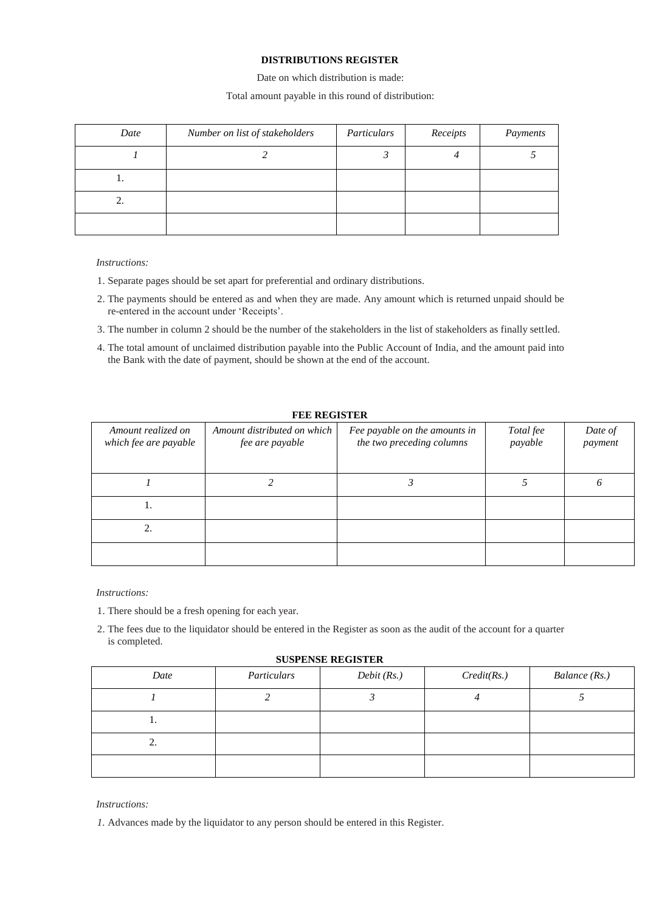**DISTRIBUTIONS REGISTER**

Date on which distribution is made:

Total amount payable in this round of distribution:

| *Date* | *Number on list of stakeholders* | *Particulars* | *Receipts* | *Payments* |
|---|---|---|---|---|
| *1* | *2* | *3* | *4* | *5* |
| 1. | | | | |
| 2. | | | | |
| | | | | |

*Instructions:*

1. Separate pages should be set apart for preferential and ordinary distributions.
2. The payments should be entered as and when they are made. Any amount which is returned unpaid should be re-entered in the account under 'Receipts'.
3. The number in column 2 should be the number of the stakeholders in the list of stakeholders as finally settled.
4. The total amount of unclaimed distribution payable into the Public Account of India, and the amount paid into the Bank with the date of payment, should be shown at the end of the account.

**FEE REGISTER**

| *Amount realized on which fee are payable* | *Amount distributed on which fee are payable* | *Fee payable on the amounts in the two preceding columns* | *Total fee payable* | *Date of payment* |
|---|---|---|---|---|
| *1* | *2* | *3* | *5* | *6* |
| 1. | | | | |
| 2. | | | | |
| | | | | |

*Instructions:*

1. There should be a fresh opening for each year.
2. The fees due to the liquidator should be entered in the Register as soon as the audit of the account for a quarter is completed.

**SUSPENSE REGISTER**

| *Date* | *Particulars* | *Debit (Rs.)* | *Credit(Rs.)* | *Balance (Rs.)* |
|---|---|---|---|---|
| *1* | *2* | *3* | *4* | *5* |
| 1. | | | | |
| 2. | | | | |
| | | | | |

*Instructions:*

*1.* Advances made by the liquidator to any person should be entered in this Register.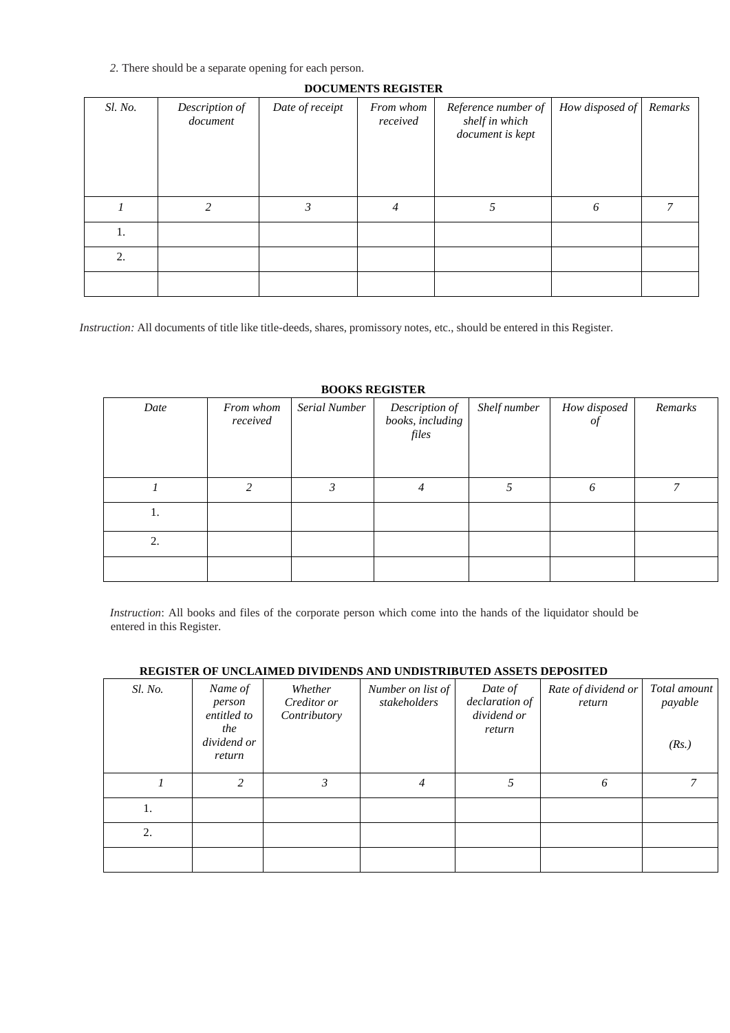*2.* There should be a separate opening for each person.

**DOCUMENTS REGISTER**

| *Sl. No.* | *Description of document* | *Date of receipt* | *From whom received* | *Reference number of shelf in which document is kept* | *How disposed of* | *Remarks* |
|---|---|---|---|---|---|---|
| *1* | *2* | *3* | *4* | *5* | *6* | *7* |
| 1. | | | | | | |
| 2. | | | | | | |
| | | | | | | |

*Instruction:* All documents of title like title-deeds, shares, promissory notes, etc., should be entered in this Register.

**BOOKS REGISTER**

| *Date* | *From whom received* | *Serial Number* | *Description of books, including files* | *Shelf number* | *How disposed of* | *Remarks* |
|---|---|---|---|---|---|---|
| *1* | *2* | *3* | *4* | *5* | *6* | *7* |
| 1. | | | | | | |
| 2. | | | | | | |
| | | | | | | |

*Instruction*: All books and files of the corporate person which come into the hands of the liquidator should be entered in this Register.

**REGISTER OF UNCLAIMED DIVIDENDS AND UNDISTRIBUTED ASSETS DEPOSITED**

| *Sl. No.* | *Name of person entitled to the dividend or return* | *Whether Creditor or Contributory* | *Number on list of stakeholders* | *Date of declaration of dividend or return* | *Rate of dividend or return* | *Total amount payable (Rs.)* |
|---|---|---|---|---|---|---|
| *1* | *2* | *3* | *4* | *5* | *6* | *7* |
| 1. | | | | | | |
| 2. | | | | | | |
| | | | | | | |